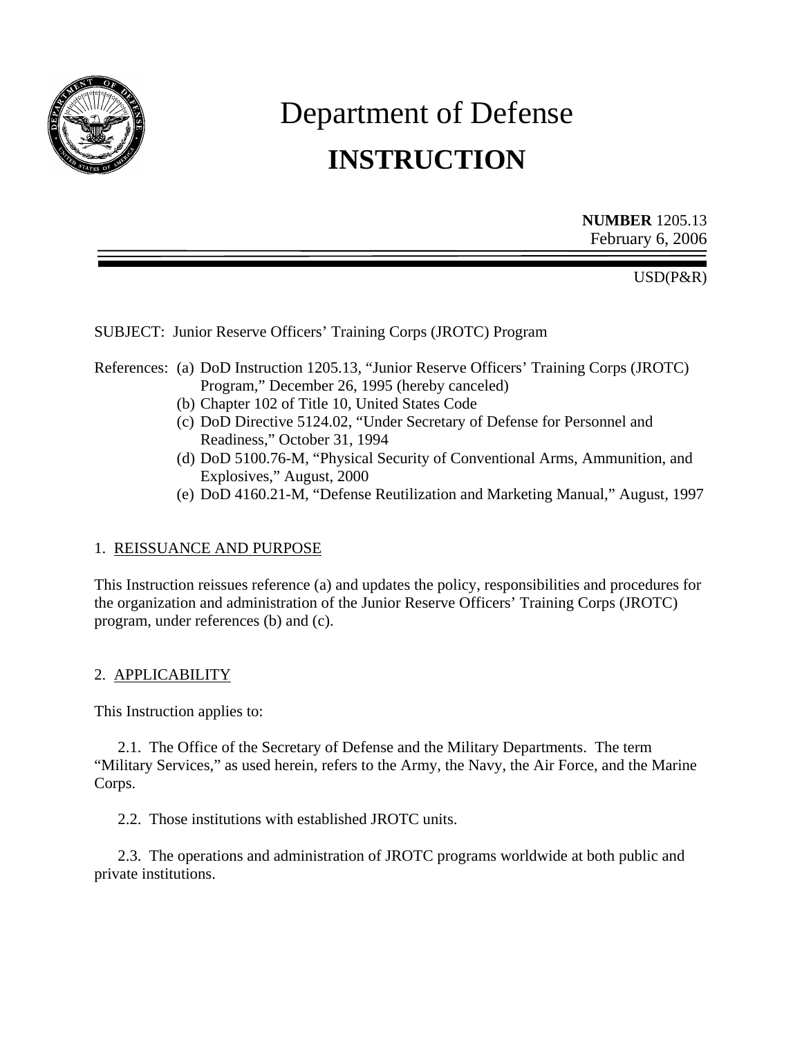# Department of Defense
# INSTRUCTION

**NUMBER** 1205.13
February 6, 2006

USD(P&R)

SUBJECT: Junior Reserve Officers' Training Corps (JROTC) Program

References:
(a) DoD Instruction 1205.13, "Junior Reserve Officers' Training Corps (JROTC) Program," December 26, 1995 (hereby canceled)
(b) Chapter 102 of Title 10, United States Code
(c) DoD Directive 5124.02, "Under Secretary of Defense for Personnel and Readiness," October 31, 1994
(d) DoD 5100.76-M, "Physical Security of Conventional Arms, Ammunition, and Explosives," August, 2000
(e) DoD 4160.21-M, "Defense Reutilization and Marketing Manual," August, 1997

## 1. REISSUANCE AND PURPOSE

This Instruction reissues reference (a) and updates the policy, responsibilities and procedures for the organization and administration of the Junior Reserve Officers' Training Corps (JROTC) program, under references (b) and (c).

## 2. APPLICABILITY

This Instruction applies to:

2.1. The Office of the Secretary of Defense and the Military Departments. The term "Military Services," as used herein, refers to the Army, the Navy, the Air Force, and the Marine Corps.

2.2. Those institutions with established JROTC units.

2.3. The operations and administration of JROTC programs worldwide at both public and private institutions.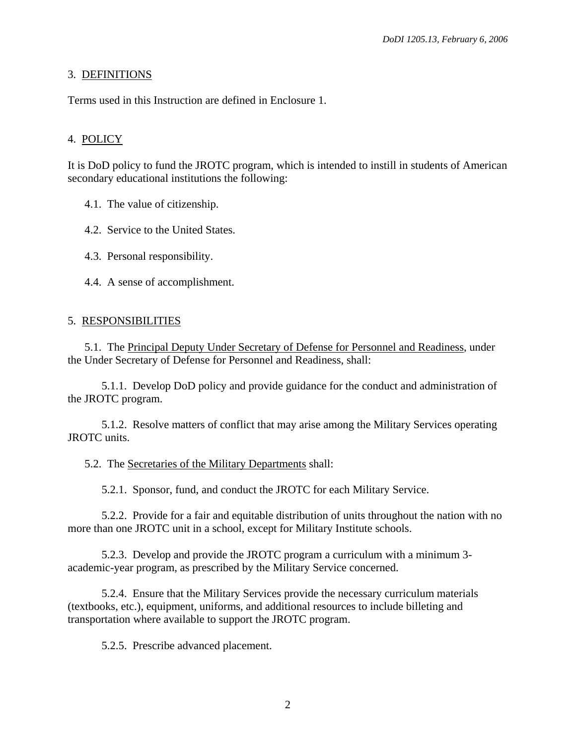## 3. DEFINITIONS

Terms used in this Instruction are defined in Enclosure 1.

## 4. POLICY

It is DoD policy to fund the JROTC program, which is intended to instill in students of American secondary educational institutions the following:

4.1. The value of citizenship.

4.2. Service to the United States.

4.3. Personal responsibility.

4.4. A sense of accomplishment.

## 5. RESPONSIBILITIES

5.1. The Principal Deputy Under Secretary of Defense for Personnel and Readiness, under the Under Secretary of Defense for Personnel and Readiness, shall:

5.1.1. Develop DoD policy and provide guidance for the conduct and administration of the JROTC program.

5.1.2. Resolve matters of conflict that may arise among the Military Services operating JROTC units.

5.2. The Secretaries of the Military Departments shall:

5.2.1. Sponsor, fund, and conduct the JROTC for each Military Service.

5.2.2. Provide for a fair and equitable distribution of units throughout the nation with no more than one JROTC unit in a school, except for Military Institute schools.

5.2.3. Develop and provide the JROTC program a curriculum with a minimum 3-academic-year program, as prescribed by the Military Service concerned.

5.2.4. Ensure that the Military Services provide the necessary curriculum materials (textbooks, etc.), equipment, uniforms, and additional resources to include billeting and transportation where available to support the JROTC program.

5.2.5. Prescribe advanced placement.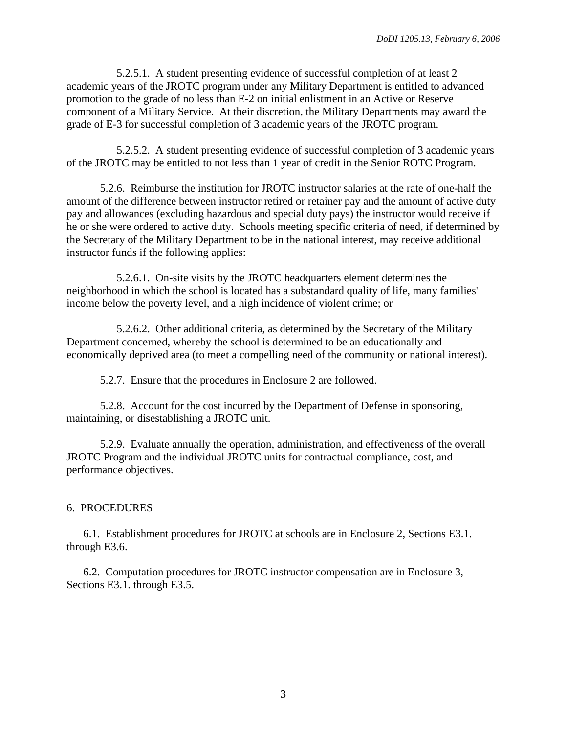5.2.5.1. A student presenting evidence of successful completion of at least 2 academic years of the JROTC program under any Military Department is entitled to advanced promotion to the grade of no less than E-2 on initial enlistment in an Active or Reserve component of a Military Service. At their discretion, the Military Departments may award the grade of E-3 for successful completion of 3 academic years of the JROTC program.

5.2.5.2. A student presenting evidence of successful completion of 3 academic years of the JROTC may be entitled to not less than 1 year of credit in the Senior ROTC Program.

5.2.6. Reimburse the institution for JROTC instructor salaries at the rate of one-half the amount of the difference between instructor retired or retainer pay and the amount of active duty pay and allowances (excluding hazardous and special duty pays) the instructor would receive if he or she were ordered to active duty. Schools meeting specific criteria of need, if determined by the Secretary of the Military Department to be in the national interest, may receive additional instructor funds if the following applies:

5.2.6.1. On-site visits by the JROTC headquarters element determines the neighborhood in which the school is located has a substandard quality of life, many families' income below the poverty level, and a high incidence of violent crime; or

5.2.6.2. Other additional criteria, as determined by the Secretary of the Military Department concerned, whereby the school is determined to be an educationally and economically deprived area (to meet a compelling need of the community or national interest).

5.2.7. Ensure that the procedures in Enclosure 2 are followed.

5.2.8. Account for the cost incurred by the Department of Defense in sponsoring, maintaining, or disestablishing a JROTC unit.

5.2.9. Evaluate annually the operation, administration, and effectiveness of the overall JROTC Program and the individual JROTC units for contractual compliance, cost, and performance objectives.

## 6. PROCEDURES

6.1. Establishment procedures for JROTC at schools are in Enclosure 2, Sections E3.1. through E3.6.

6.2. Computation procedures for JROTC instructor compensation are in Enclosure 3, Sections E3.1. through E3.5.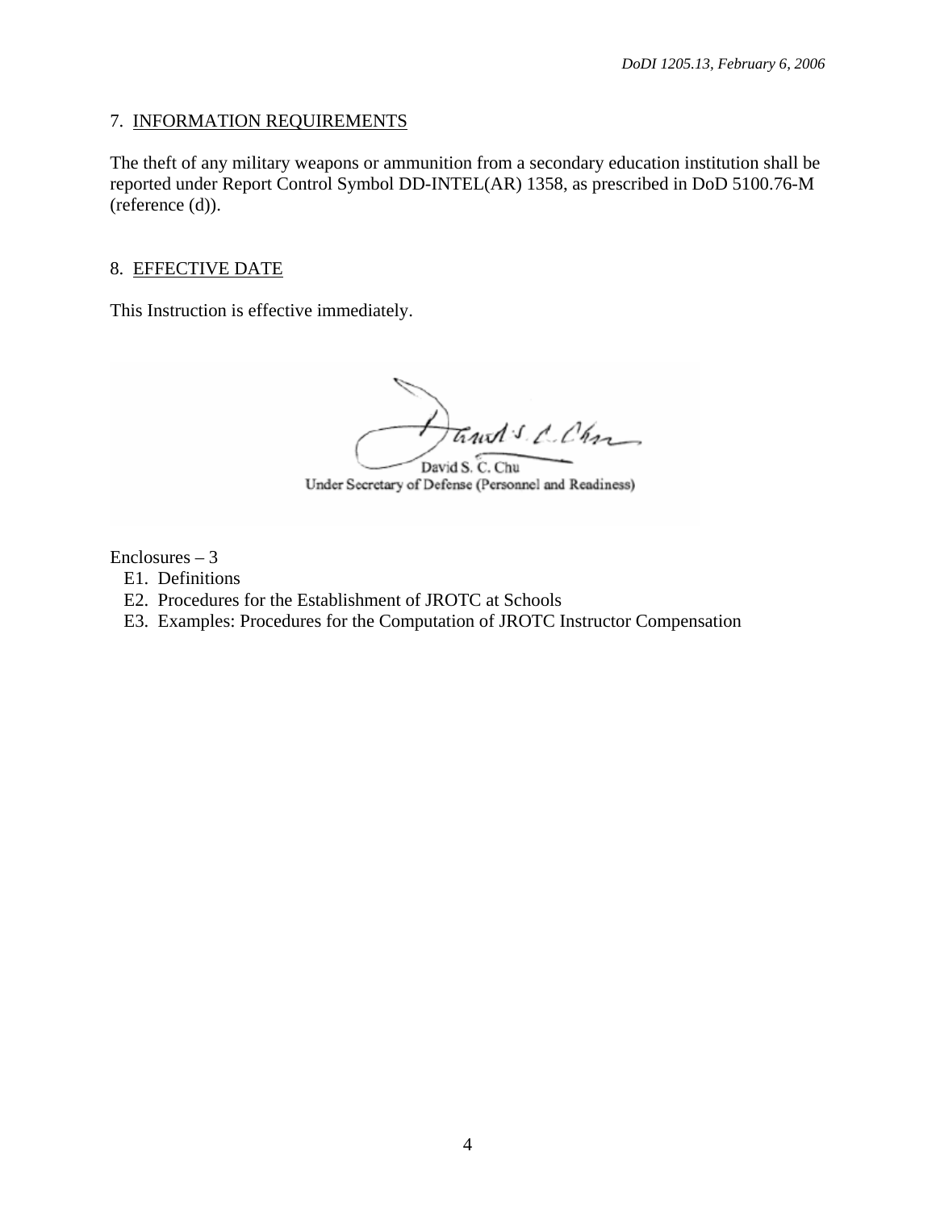## 7. INFORMATION REQUIREMENTS

The theft of any military weapons or ammunition from a secondary education institution shall be reported under Report Control Symbol DD-INTEL(AR) 1358, as prescribed in DoD 5100.76-M (reference (d)).

## 8. EFFECTIVE DATE

This Instruction is effective immediately.

David S. C. Chu
Under Secretary of Defense (Personnel and Readiness)

Enclosures – 3
- E1. Definitions
- E2. Procedures for the Establishment of JROTC at Schools
- E3. Examples: Procedures for the Computation of JROTC Instructor Compensation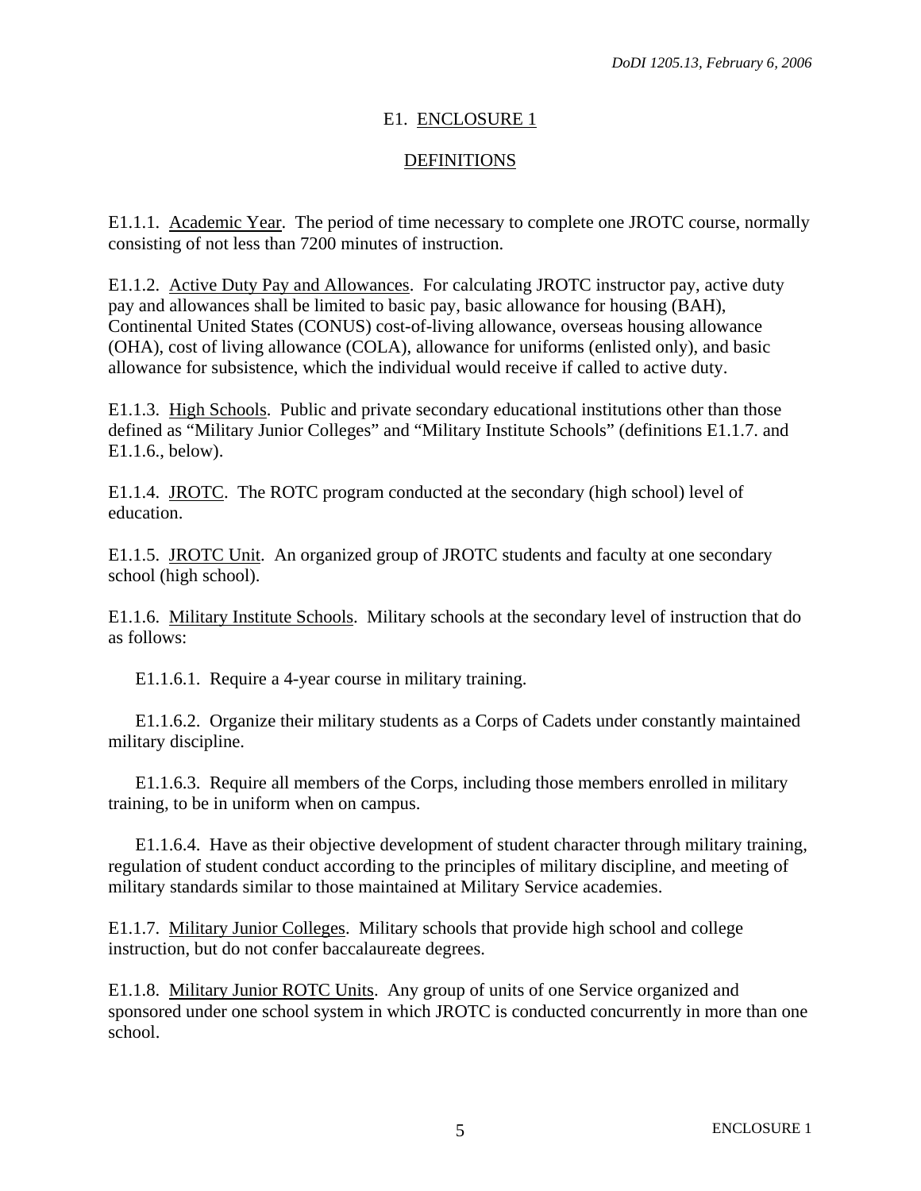## E1. ENCLOSURE 1

## DEFINITIONS

E1.1.1. Academic Year. The period of time necessary to complete one JROTC course, normally consisting of not less than 7200 minutes of instruction.

E1.1.2. Active Duty Pay and Allowances. For calculating JROTC instructor pay, active duty pay and allowances shall be limited to basic pay, basic allowance for housing (BAH), Continental United States (CONUS) cost-of-living allowance, overseas housing allowance (OHA), cost of living allowance (COLA), allowance for uniforms (enlisted only), and basic allowance for subsistence, which the individual would receive if called to active duty.

E1.1.3. High Schools. Public and private secondary educational institutions other than those defined as "Military Junior Colleges" and "Military Institute Schools" (definitions E1.1.7. and E1.1.6., below).

E1.1.4. JROTC. The ROTC program conducted at the secondary (high school) level of education.

E1.1.5. JROTC Unit. An organized group of JROTC students and faculty at one secondary school (high school).

E1.1.6. Military Institute Schools. Military schools at the secondary level of instruction that do as follows:

E1.1.6.1. Require a 4-year course in military training.

E1.1.6.2. Organize their military students as a Corps of Cadets under constantly maintained military discipline.

E1.1.6.3. Require all members of the Corps, including those members enrolled in military training, to be in uniform when on campus.

E1.1.6.4. Have as their objective development of student character through military training, regulation of student conduct according to the principles of military discipline, and meeting of military standards similar to those maintained at Military Service academies.

E1.1.7. Military Junior Colleges. Military schools that provide high school and college instruction, but do not confer baccalaureate degrees.

E1.1.8. Military Junior ROTC Units. Any group of units of one Service organized and sponsored under one school system in which JROTC is conducted concurrently in more than one school.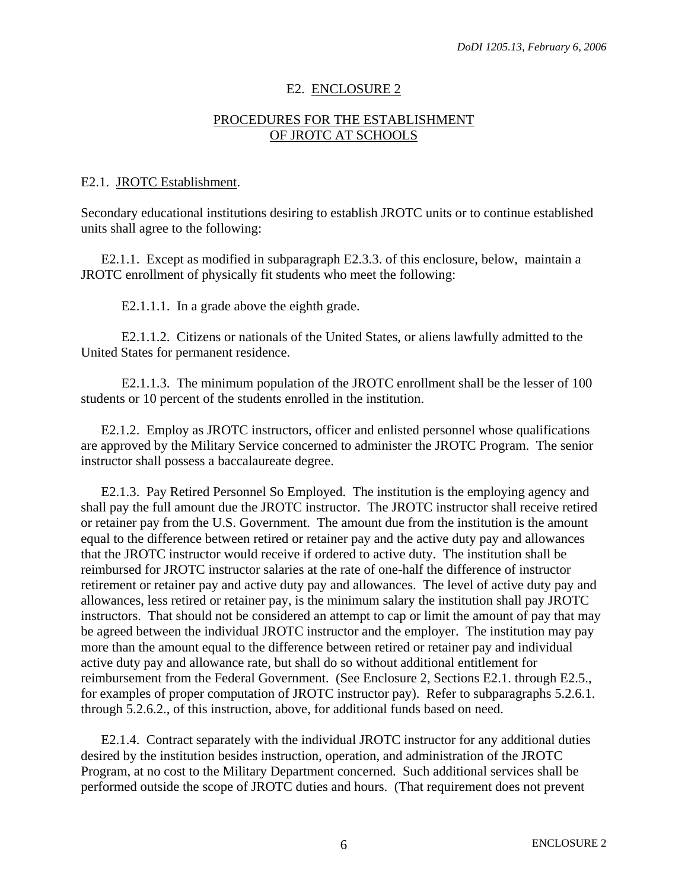## E2. ENCLOSURE 2

## PROCEDURES FOR THE ESTABLISHMENT OF JROTC AT SCHOOLS

### E2.1. JROTC Establishment.

Secondary educational institutions desiring to establish JROTC units or to continue established units shall agree to the following:

E2.1.1. Except as modified in subparagraph E2.3.3. of this enclosure, below, maintain a JROTC enrollment of physically fit students who meet the following:

E2.1.1.1. In a grade above the eighth grade.

E2.1.1.2. Citizens or nationals of the United States, or aliens lawfully admitted to the United States for permanent residence.

E2.1.1.3. The minimum population of the JROTC enrollment shall be the lesser of 100 students or 10 percent of the students enrolled in the institution.

E2.1.2. Employ as JROTC instructors, officer and enlisted personnel whose qualifications are approved by the Military Service concerned to administer the JROTC Program. The senior instructor shall possess a baccalaureate degree.

E2.1.3. Pay Retired Personnel So Employed. The institution is the employing agency and shall pay the full amount due the JROTC instructor. The JROTC instructor shall receive retired or retainer pay from the U.S. Government. The amount due from the institution is the amount equal to the difference between retired or retainer pay and the active duty pay and allowances that the JROTC instructor would receive if ordered to active duty. The institution shall be reimbursed for JROTC instructor salaries at the rate of one-half the difference of instructor retirement or retainer pay and active duty pay and allowances. The level of active duty pay and allowances, less retired or retainer pay, is the minimum salary the institution shall pay JROTC instructors. That should not be considered an attempt to cap or limit the amount of pay that may be agreed between the individual JROTC instructor and the employer. The institution may pay more than the amount equal to the difference between retired or retainer pay and individual active duty pay and allowance rate, but shall do so without additional entitlement for reimbursement from the Federal Government. (See Enclosure 2, Sections E2.1. through E2.5., for examples of proper computation of JROTC instructor pay). Refer to subparagraphs 5.2.6.1. through 5.2.6.2., of this instruction, above, for additional funds based on need.

E2.1.4. Contract separately with the individual JROTC instructor for any additional duties desired by the institution besides instruction, operation, and administration of the JROTC Program, at no cost to the Military Department concerned. Such additional services shall be performed outside the scope of JROTC duties and hours. (That requirement does not prevent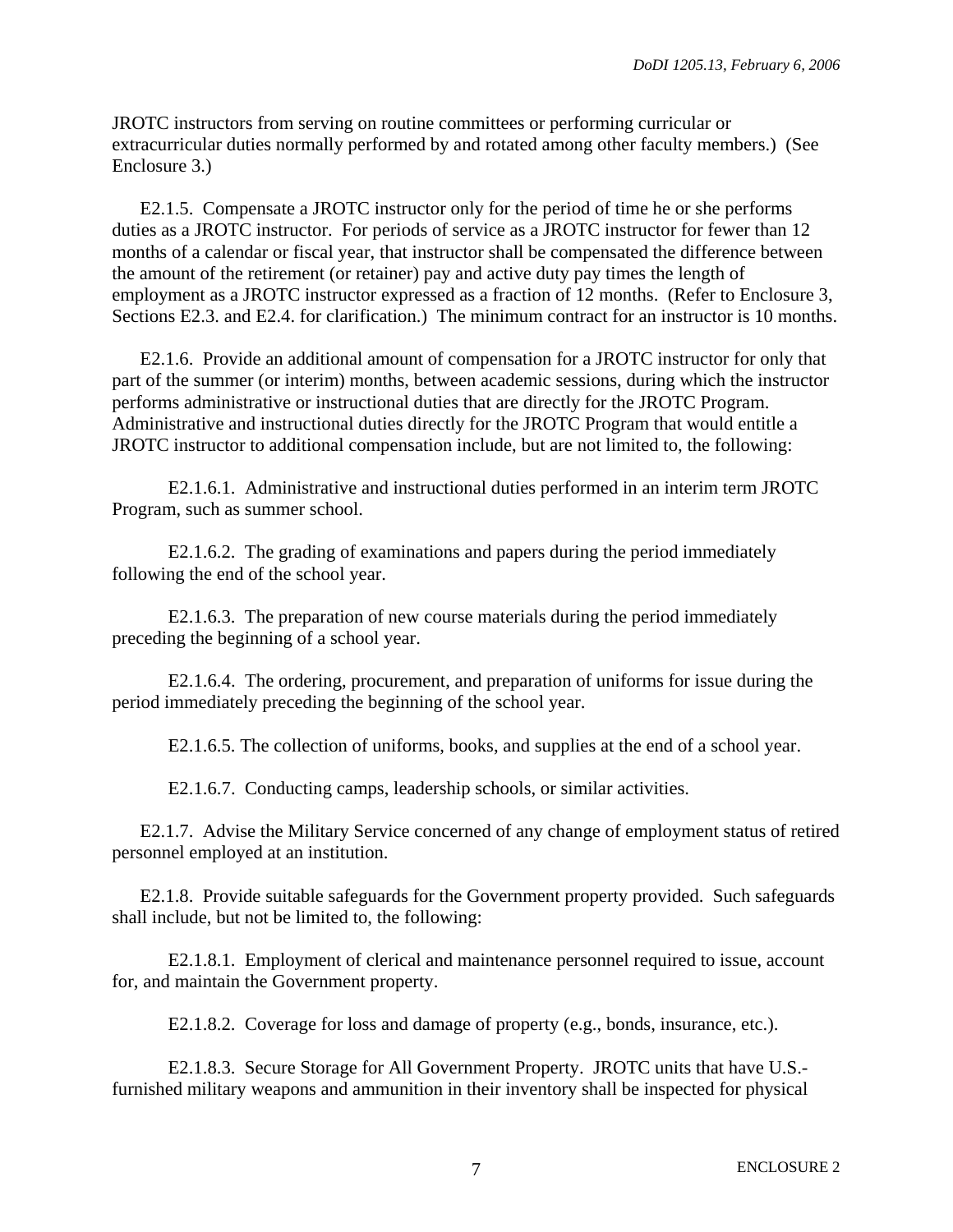JROTC instructors from serving on routine committees or performing curricular or extracurricular duties normally performed by and rotated among other faculty members.) (See Enclosure 3.)

E2.1.5. Compensate a JROTC instructor only for the period of time he or she performs duties as a JROTC instructor. For periods of service as a JROTC instructor for fewer than 12 months of a calendar or fiscal year, that instructor shall be compensated the difference between the amount of the retirement (or retainer) pay and active duty pay times the length of employment as a JROTC instructor expressed as a fraction of 12 months. (Refer to Enclosure 3, Sections E2.3. and E2.4. for clarification.) The minimum contract for an instructor is 10 months.

E2.1.6. Provide an additional amount of compensation for a JROTC instructor for only that part of the summer (or interim) months, between academic sessions, during which the instructor performs administrative or instructional duties that are directly for the JROTC Program. Administrative and instructional duties directly for the JROTC Program that would entitle a JROTC instructor to additional compensation include, but are not limited to, the following:

E2.1.6.1. Administrative and instructional duties performed in an interim term JROTC Program, such as summer school.

E2.1.6.2. The grading of examinations and papers during the period immediately following the end of the school year.

E2.1.6.3. The preparation of new course materials during the period immediately preceding the beginning of a school year.

E2.1.6.4. The ordering, procurement, and preparation of uniforms for issue during the period immediately preceding the beginning of the school year.

E2.1.6.5. The collection of uniforms, books, and supplies at the end of a school year.

E2.1.6.7. Conducting camps, leadership schools, or similar activities.

E2.1.7. Advise the Military Service concerned of any change of employment status of retired personnel employed at an institution.

E2.1.8. Provide suitable safeguards for the Government property provided. Such safeguards shall include, but not be limited to, the following:

E2.1.8.1. Employment of clerical and maintenance personnel required to issue, account for, and maintain the Government property.

E2.1.8.2. Coverage for loss and damage of property (e.g., bonds, insurance, etc.).

E2.1.8.3. Secure Storage for All Government Property. JROTC units that have U.S.-furnished military weapons and ammunition in their inventory shall be inspected for physical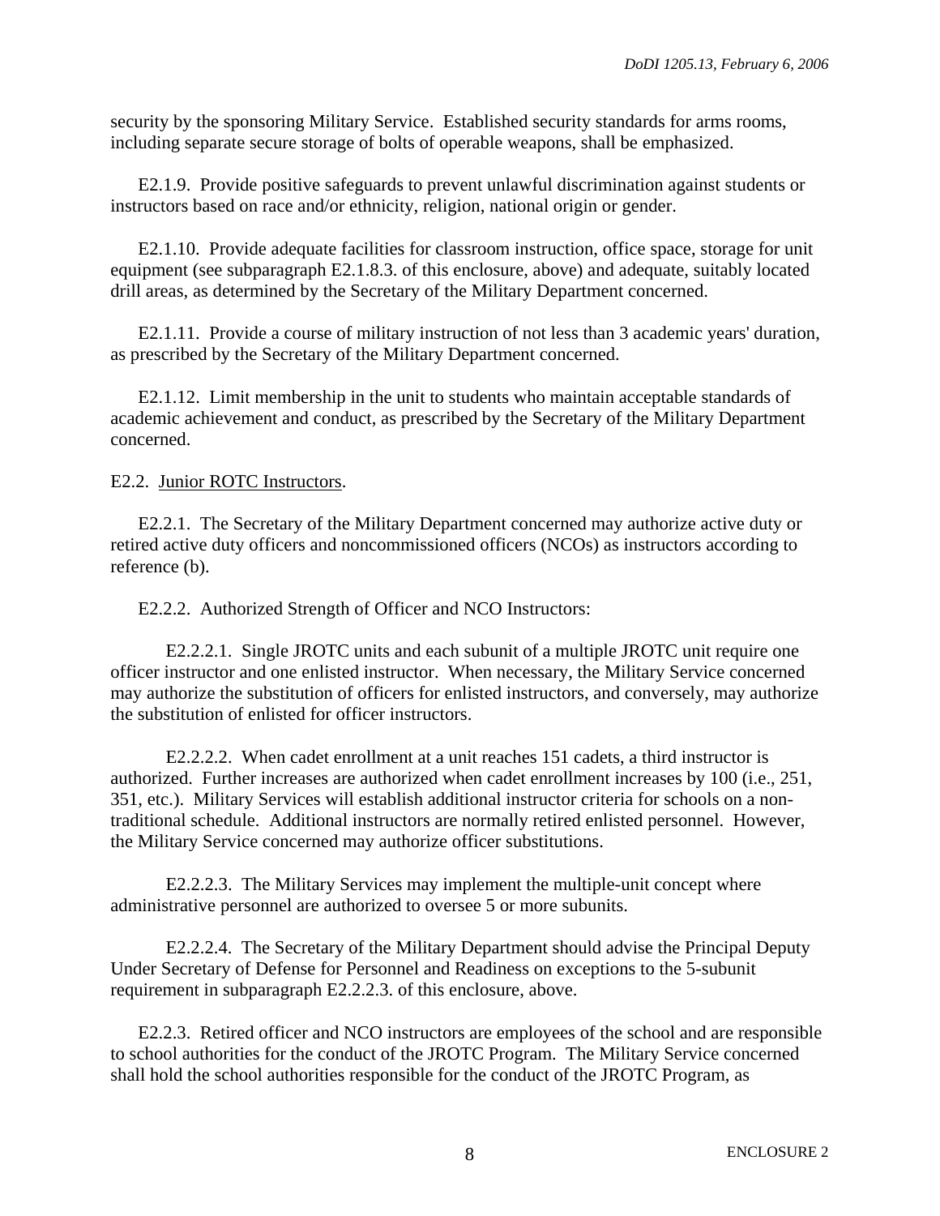security by the sponsoring Military Service. Established security standards for arms rooms, including separate secure storage of bolts of operable weapons, shall be emphasized.

E2.1.9. Provide positive safeguards to prevent unlawful discrimination against students or instructors based on race and/or ethnicity, religion, national origin or gender.

E2.1.10. Provide adequate facilities for classroom instruction, office space, storage for unit equipment (see subparagraph E2.1.8.3. of this enclosure, above) and adequate, suitably located drill areas, as determined by the Secretary of the Military Department concerned.

E2.1.11. Provide a course of military instruction of not less than 3 academic years' duration, as prescribed by the Secretary of the Military Department concerned.

E2.1.12. Limit membership in the unit to students who maintain acceptable standards of academic achievement and conduct, as prescribed by the Secretary of the Military Department concerned.

E2.2. Junior ROTC Instructors.

E2.2.1. The Secretary of the Military Department concerned may authorize active duty or retired active duty officers and noncommissioned officers (NCOs) as instructors according to reference (b).

E2.2.2. Authorized Strength of Officer and NCO Instructors:

E2.2.2.1. Single JROTC units and each subunit of a multiple JROTC unit require one officer instructor and one enlisted instructor. When necessary, the Military Service concerned may authorize the substitution of officers for enlisted instructors, and conversely, may authorize the substitution of enlisted for officer instructors.

E2.2.2.2. When cadet enrollment at a unit reaches 151 cadets, a third instructor is authorized. Further increases are authorized when cadet enrollment increases by 100 (i.e., 251, 351, etc.). Military Services will establish additional instructor criteria for schools on a non-traditional schedule. Additional instructors are normally retired enlisted personnel. However, the Military Service concerned may authorize officer substitutions.

E2.2.2.3. The Military Services may implement the multiple-unit concept where administrative personnel are authorized to oversee 5 or more subunits.

E2.2.2.4. The Secretary of the Military Department should advise the Principal Deputy Under Secretary of Defense for Personnel and Readiness on exceptions to the 5-subunit requirement in subparagraph E2.2.2.3. of this enclosure, above.

E2.2.3. Retired officer and NCO instructors are employees of the school and are responsible to school authorities for the conduct of the JROTC Program. The Military Service concerned shall hold the school authorities responsible for the conduct of the JROTC Program, as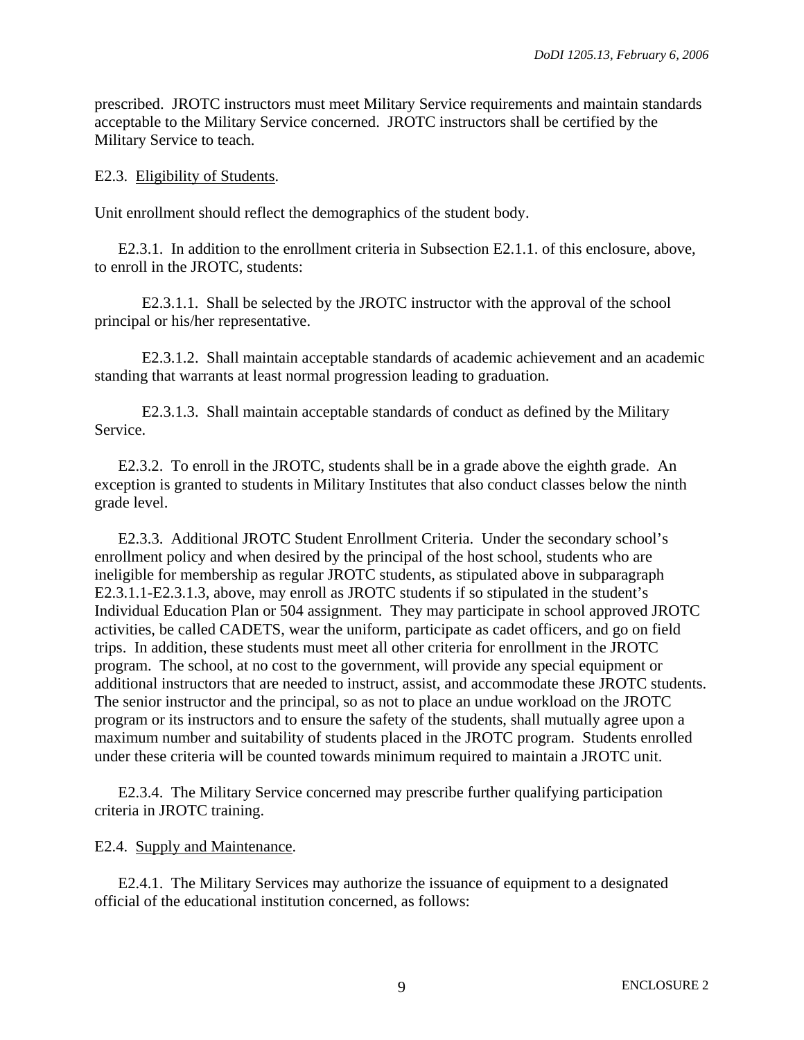prescribed. JROTC instructors must meet Military Service requirements and maintain standards acceptable to the Military Service concerned. JROTC instructors shall be certified by the Military Service to teach.

E2.3. Eligibility of Students.

Unit enrollment should reflect the demographics of the student body.

E2.3.1. In addition to the enrollment criteria in Subsection E2.1.1. of this enclosure, above, to enroll in the JROTC, students:

E2.3.1.1. Shall be selected by the JROTC instructor with the approval of the school principal or his/her representative.

E2.3.1.2. Shall maintain acceptable standards of academic achievement and an academic standing that warrants at least normal progression leading to graduation.

E2.3.1.3. Shall maintain acceptable standards of conduct as defined by the Military Service.

E2.3.2. To enroll in the JROTC, students shall be in a grade above the eighth grade. An exception is granted to students in Military Institutes that also conduct classes below the ninth grade level.

E2.3.3. Additional JROTC Student Enrollment Criteria. Under the secondary school's enrollment policy and when desired by the principal of the host school, students who are ineligible for membership as regular JROTC students, as stipulated above in subparagraph E2.3.1.1-E2.3.1.3, above, may enroll as JROTC students if so stipulated in the student's Individual Education Plan or 504 assignment. They may participate in school approved JROTC activities, be called CADETS, wear the uniform, participate as cadet officers, and go on field trips. In addition, these students must meet all other criteria for enrollment in the JROTC program. The school, at no cost to the government, will provide any special equipment or additional instructors that are needed to instruct, assist, and accommodate these JROTC students. The senior instructor and the principal, so as not to place an undue workload on the JROTC program or its instructors and to ensure the safety of the students, shall mutually agree upon a maximum number and suitability of students placed in the JROTC program. Students enrolled under these criteria will be counted towards minimum required to maintain a JROTC unit.

E2.3.4. The Military Service concerned may prescribe further qualifying participation criteria in JROTC training.

E2.4. Supply and Maintenance.

E2.4.1. The Military Services may authorize the issuance of equipment to a designated official of the educational institution concerned, as follows: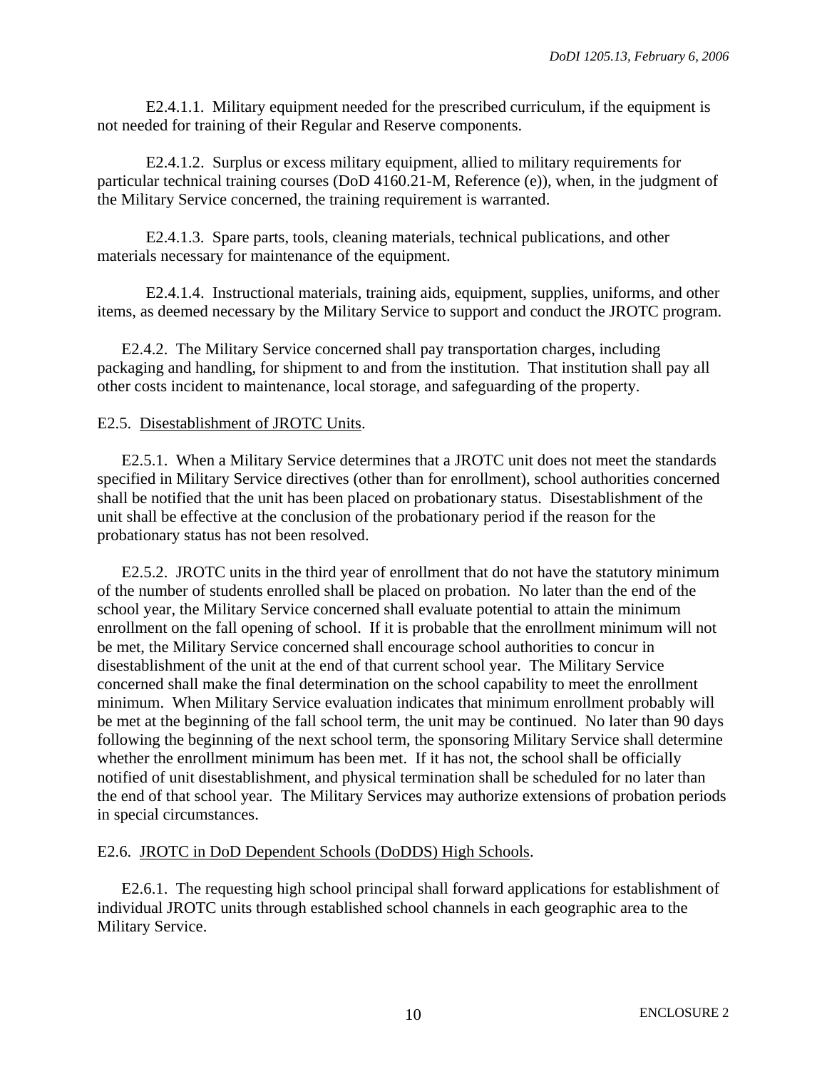E2.4.1.1. Military equipment needed for the prescribed curriculum, if the equipment is not needed for training of their Regular and Reserve components.

E2.4.1.2. Surplus or excess military equipment, allied to military requirements for particular technical training courses (DoD 4160.21-M, Reference (e)), when, in the judgment of the Military Service concerned, the training requirement is warranted.

E2.4.1.3. Spare parts, tools, cleaning materials, technical publications, and other materials necessary for maintenance of the equipment.

E2.4.1.4. Instructional materials, training aids, equipment, supplies, uniforms, and other items, as deemed necessary by the Military Service to support and conduct the JROTC program.

E2.4.2. The Military Service concerned shall pay transportation charges, including packaging and handling, for shipment to and from the institution. That institution shall pay all other costs incident to maintenance, local storage, and safeguarding of the property.

E2.5. Disestablishment of JROTC Units.

E2.5.1. When a Military Service determines that a JROTC unit does not meet the standards specified in Military Service directives (other than for enrollment), school authorities concerned shall be notified that the unit has been placed on probationary status. Disestablishment of the unit shall be effective at the conclusion of the probationary period if the reason for the probationary status has not been resolved.

E2.5.2. JROTC units in the third year of enrollment that do not have the statutory minimum of the number of students enrolled shall be placed on probation. No later than the end of the school year, the Military Service concerned shall evaluate potential to attain the minimum enrollment on the fall opening of school. If it is probable that the enrollment minimum will not be met, the Military Service concerned shall encourage school authorities to concur in disestablishment of the unit at the end of that current school year. The Military Service concerned shall make the final determination on the school capability to meet the enrollment minimum. When Military Service evaluation indicates that minimum enrollment probably will be met at the beginning of the fall school term, the unit may be continued. No later than 90 days following the beginning of the next school term, the sponsoring Military Service shall determine whether the enrollment minimum has been met. If it has not, the school shall be officially notified of unit disestablishment, and physical termination shall be scheduled for no later than the end of that school year. The Military Services may authorize extensions of probation periods in special circumstances.

E2.6. JROTC in DoD Dependent Schools (DoDDS) High Schools.

E2.6.1. The requesting high school principal shall forward applications for establishment of individual JROTC units through established school channels in each geographic area to the Military Service.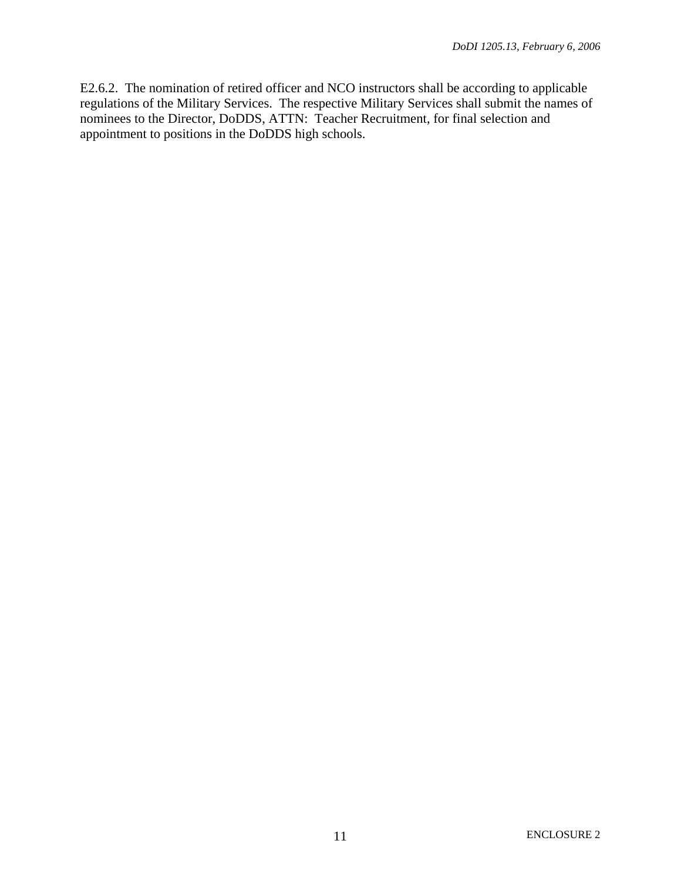E2.6.2.  The nomination of retired officer and NCO instructors shall be according to applicable regulations of the Military Services.  The respective Military Services shall submit the names of nominees to the Director, DoDDS, ATTN:  Teacher Recruitment, for final selection and appointment to positions in the DoDDS high schools.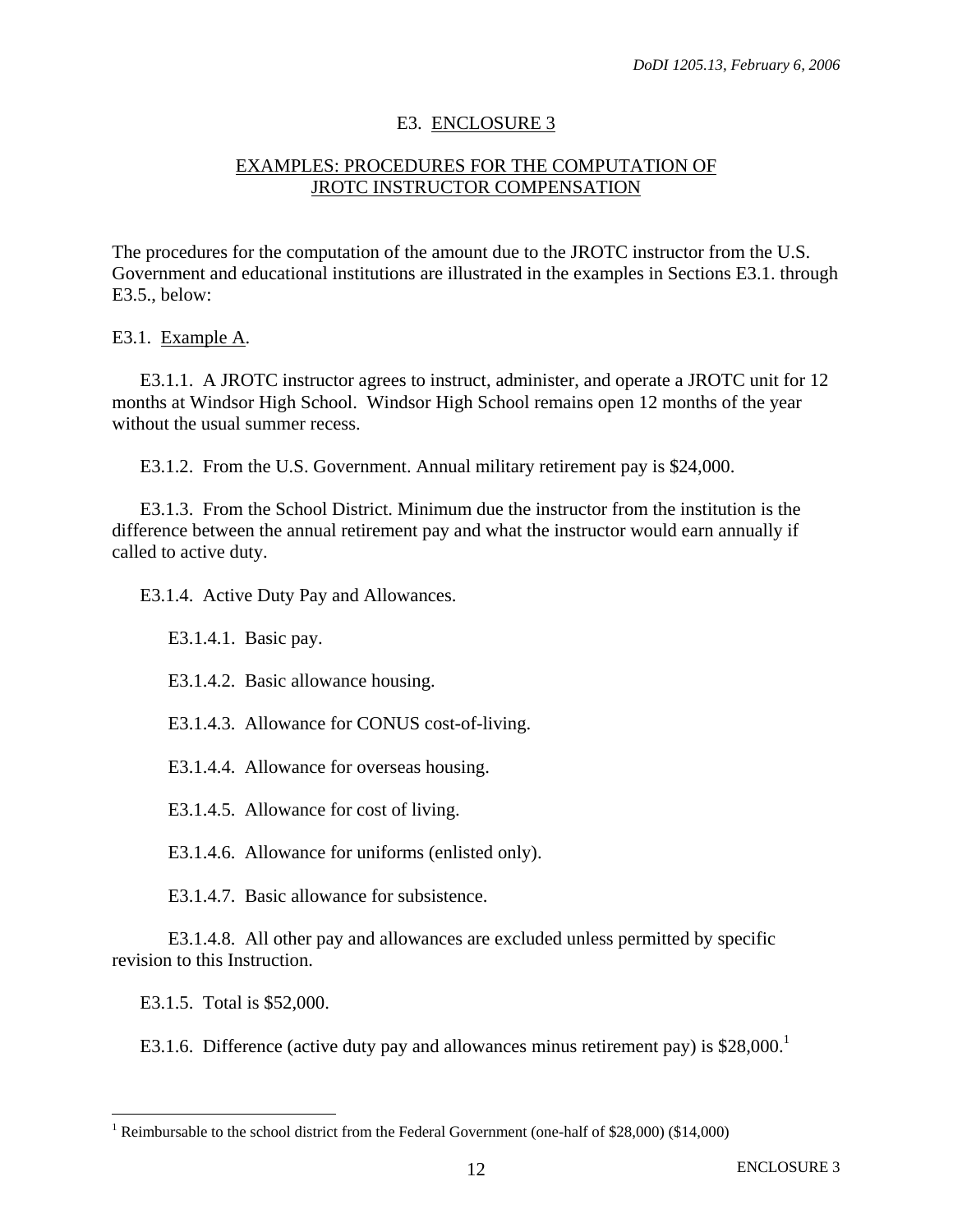## E3. ENCLOSURE 3

## EXAMPLES: PROCEDURES FOR THE COMPUTATION OF JROTC INSTRUCTOR COMPENSATION

The procedures for the computation of the amount due to the JROTC instructor from the U.S. Government and educational institutions are illustrated in the examples in Sections E3.1. through E3.5., below:

E3.1. Example A.

E3.1.1. A JROTC instructor agrees to instruct, administer, and operate a JROTC unit for 12 months at Windsor High School. Windsor High School remains open 12 months of the year without the usual summer recess.

E3.1.2. From the U.S. Government. Annual military retirement pay is $24,000.

E3.1.3. From the School District. Minimum due the instructor from the institution is the difference between the annual retirement pay and what the instructor would earn annually if called to active duty.

E3.1.4. Active Duty Pay and Allowances.

E3.1.4.1. Basic pay.

E3.1.4.2. Basic allowance housing.

E3.1.4.3. Allowance for CONUS cost-of-living.

E3.1.4.4. Allowance for overseas housing.

E3.1.4.5. Allowance for cost of living.

E3.1.4.6. Allowance for uniforms (enlisted only).

E3.1.4.7. Basic allowance for subsistence.

E3.1.4.8. All other pay and allowances are excluded unless permitted by specific revision to this Instruction.

E3.1.5. Total is $52,000.

E3.1.6. Difference (active duty pay and allowances minus retirement pay) is $28,000.[1]

[1] Reimbursable to the school district from the Federal Government (one-half of $28,000) ($14,000)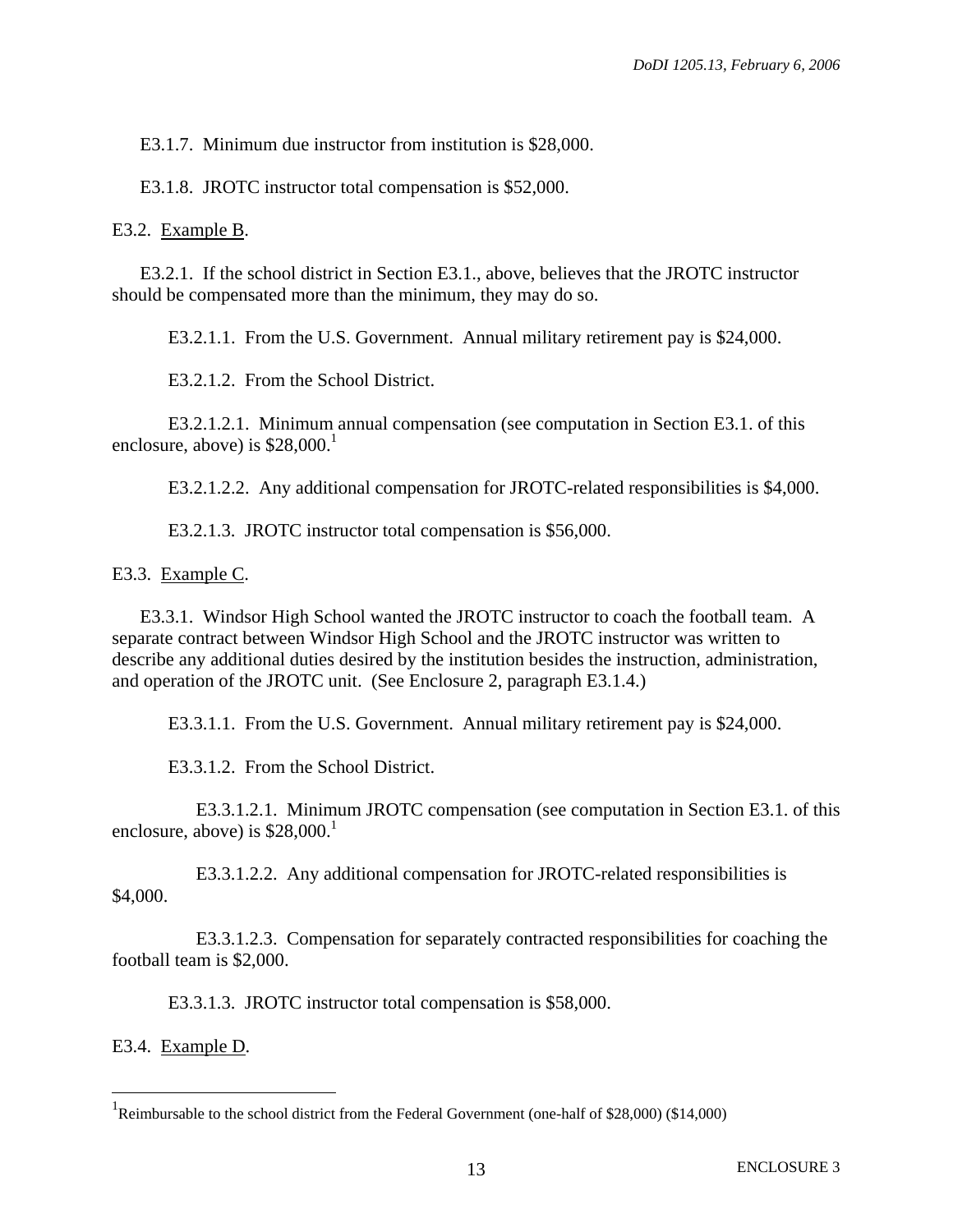E3.1.7. Minimum due instructor from institution is $28,000.

E3.1.8. JROTC instructor total compensation is $52,000.

E3.2. Example B.

E3.2.1. If the school district in Section E3.1., above, believes that the JROTC instructor should be compensated more than the minimum, they may do so.

E3.2.1.1. From the U.S. Government. Annual military retirement pay is $24,000.

E3.2.1.2. From the School District.

E3.2.1.2.1. Minimum annual compensation (see computation in Section E3.1. of this enclosure, above) is $28,000.[1]

E3.2.1.2.2. Any additional compensation for JROTC-related responsibilities is $4,000.

E3.2.1.3. JROTC instructor total compensation is $56,000.

E3.3. Example C.

E3.3.1. Windsor High School wanted the JROTC instructor to coach the football team. A separate contract between Windsor High School and the JROTC instructor was written to describe any additional duties desired by the institution besides the instruction, administration, and operation of the JROTC unit. (See Enclosure 2, paragraph E3.1.4.)

E3.3.1.1. From the U.S. Government. Annual military retirement pay is $24,000.

E3.3.1.2. From the School District.

E3.3.1.2.1. Minimum JROTC compensation (see computation in Section E3.1. of this enclosure, above) is $28,000.[1]

E3.3.1.2.2. Any additional compensation for JROTC-related responsibilities is $4,000.

E3.3.1.2.3. Compensation for separately contracted responsibilities for coaching the football team is $2,000.

E3.3.1.3. JROTC instructor total compensation is $58,000.

E3.4. Example D.

---

[1] Reimbursable to the school district from the Federal Government (one-half of $28,000) ($14,000)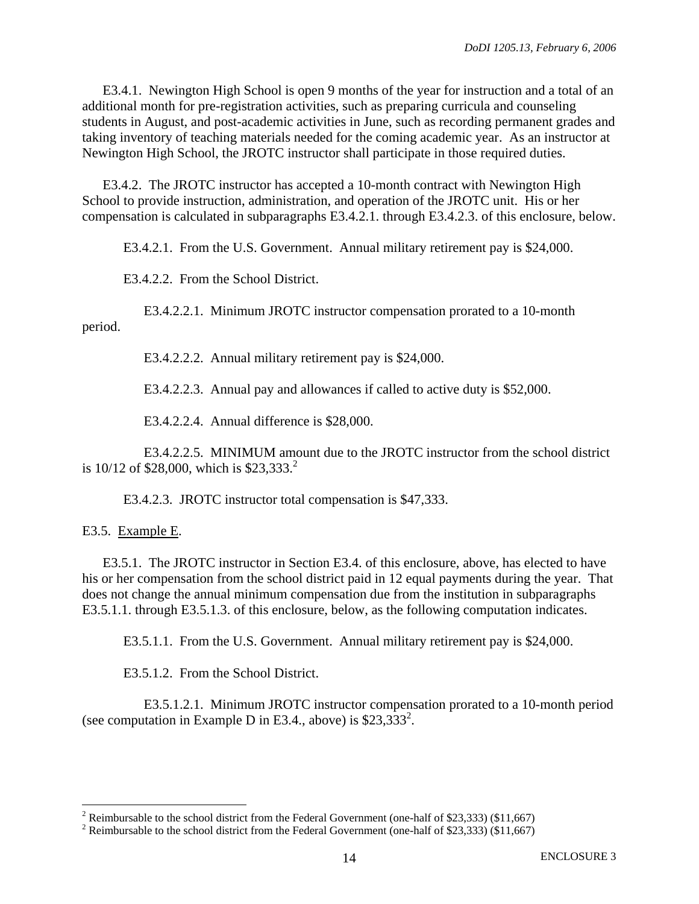E3.4.1. Newington High School is open 9 months of the year for instruction and a total of an additional month for pre-registration activities, such as preparing curricula and counseling students in August, and post-academic activities in June, such as recording permanent grades and taking inventory of teaching materials needed for the coming academic year. As an instructor at Newington High School, the JROTC instructor shall participate in those required duties.

E3.4.2. The JROTC instructor has accepted a 10-month contract with Newington High School to provide instruction, administration, and operation of the JROTC unit. His or her compensation is calculated in subparagraphs E3.4.2.1. through E3.4.2.3. of this enclosure, below.

E3.4.2.1. From the U.S. Government. Annual military retirement pay is $24,000.

E3.4.2.2. From the School District.

E3.4.2.2.1. Minimum JROTC instructor compensation prorated to a 10-month period.

E3.4.2.2.2. Annual military retirement pay is $24,000.

E3.4.2.2.3. Annual pay and allowances if called to active duty is $52,000.

E3.4.2.2.4. Annual difference is $28,000.

E3.4.2.2.5. MINIMUM amount due to the JROTC instructor from the school district is 10/12 of $28,000, which is $23,333.[2]

E3.4.2.3. JROTC instructor total compensation is $47,333.

E3.5. Example E.

E3.5.1. The JROTC instructor in Section E3.4. of this enclosure, above, has elected to have his or her compensation from the school district paid in 12 equal payments during the year. That does not change the annual minimum compensation due from the institution in subparagraphs E3.5.1.1. through E3.5.1.3. of this enclosure, below, as the following computation indicates.

E3.5.1.1. From the U.S. Government. Annual military retirement pay is $24,000.

E3.5.1.2. From the School District.

E3.5.1.2.1. Minimum JROTC instructor compensation prorated to a 10-month period (see computation in Example D in E3.4., above) is $23,333[2].

---

[2] Reimbursable to the school district from the Federal Government (one-half of $23,333) ($11,667)

[2] Reimbursable to the school district from the Federal Government (one-half of $23,333) ($11,667)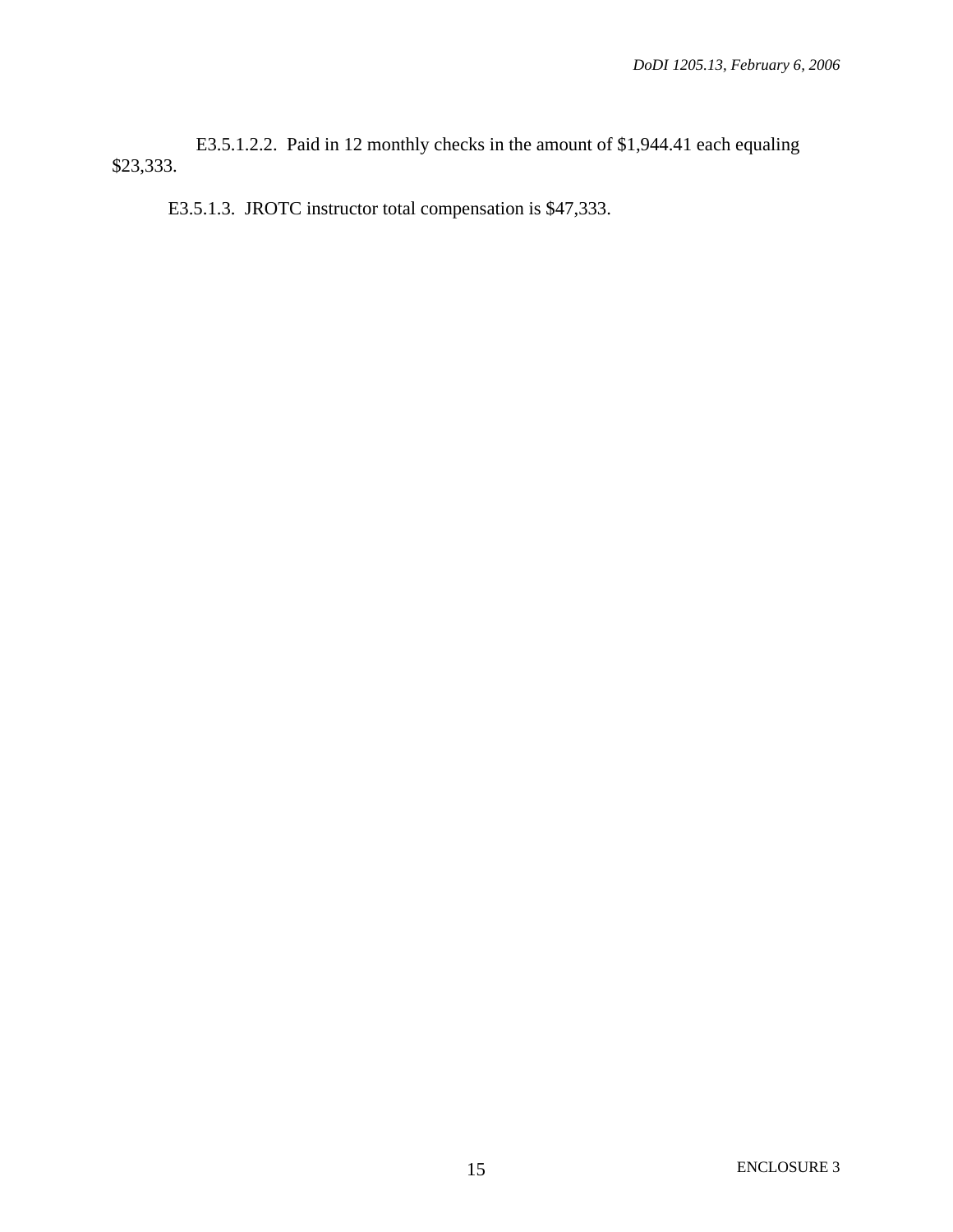E3.5.1.2.2. Paid in 12 monthly checks in the amount of $1,944.41 each equaling $23,333.

E3.5.1.3. JROTC instructor total compensation is $47,333.